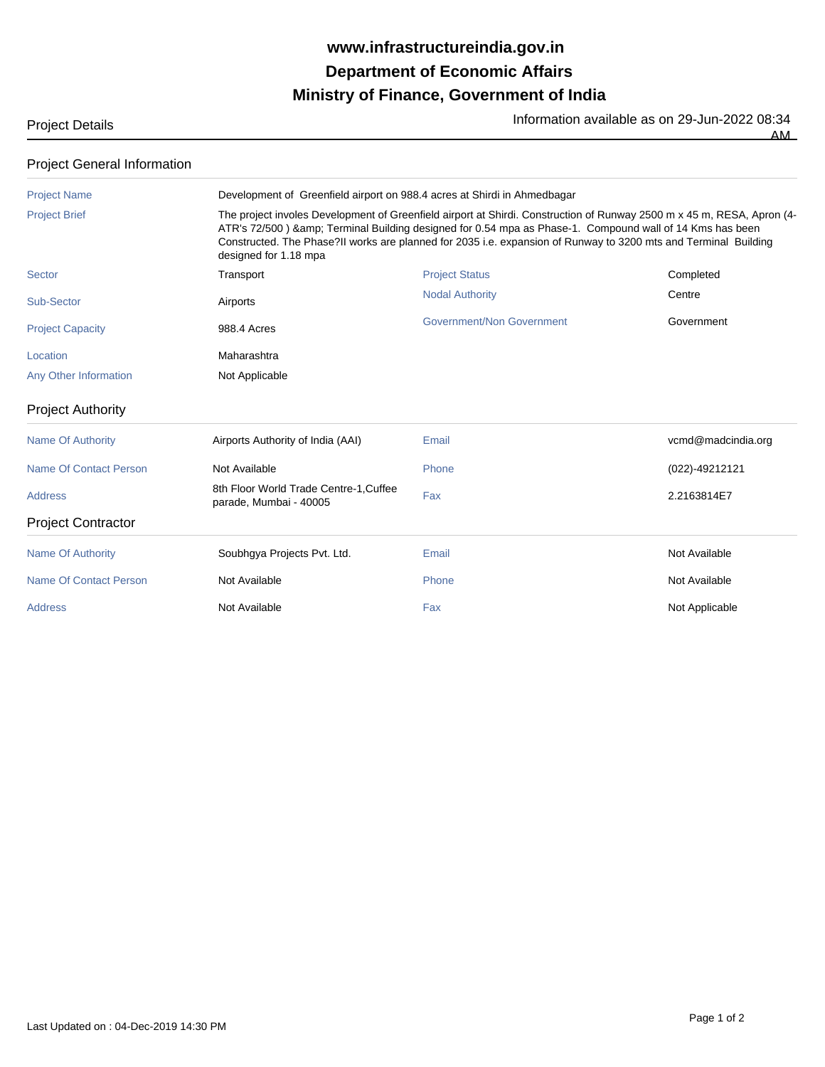# www.infrastructureindia.gov.in
# Department of Economic Affairs
# Ministry of Finance, Government of India

Project Details

Information available as on 29-Jun-2022 08:34 AM

## Project General Information

| | | | |
|---|---|---|---|
| Project Name | Development of Greenfield airport on 988.4 acres at Shirdi in Ahmedbagar | | |
| Project Brief | The project involes Development of Greenfield airport at Shirdi. Construction of Runway 2500 m x 45 m, RESA, Apron (4-ATR's 72/500 ) &amp; Terminal Building designed for 0.54 mpa as Phase-1. Compound wall of 14 Kms has been Constructed. The Phase?II works are planned for 2035 i.e. expansion of Runway to 3200 mts and Terminal Building designed for 1.18 mpa | | |
| Sector | Transport | Project Status | Completed |
| Sub-Sector | Airports | Nodal Authority | Centre |
| Project Capacity | 988.4 Acres | Government/Non Government | Government |
| Location | Maharashtra | | |
| Any Other Information | Not Applicable | | |

## Project Authority

| | | | |
|---|---|---|---|
| Name Of Authority | Airports Authority of India (AAI) | Email | vcmd@madcindia.org |
| Name Of Contact Person | Not Available | Phone | (022)-49212121 |
| Address | 8th Floor World Trade Centre-1,Cuffee parade, Mumbai - 40005 | Fax | 2.2163814E7 |

## Project Contractor

| | | | |
|---|---|---|---|
| Name Of Authority | Soubhgya Projects Pvt. Ltd. | Email | Not Available |
| Name Of Contact Person | Not Available | Phone | Not Available |
| Address | Not Available | Fax | Not Applicable |

Last Updated on : 04-Dec-2019 14:30 PM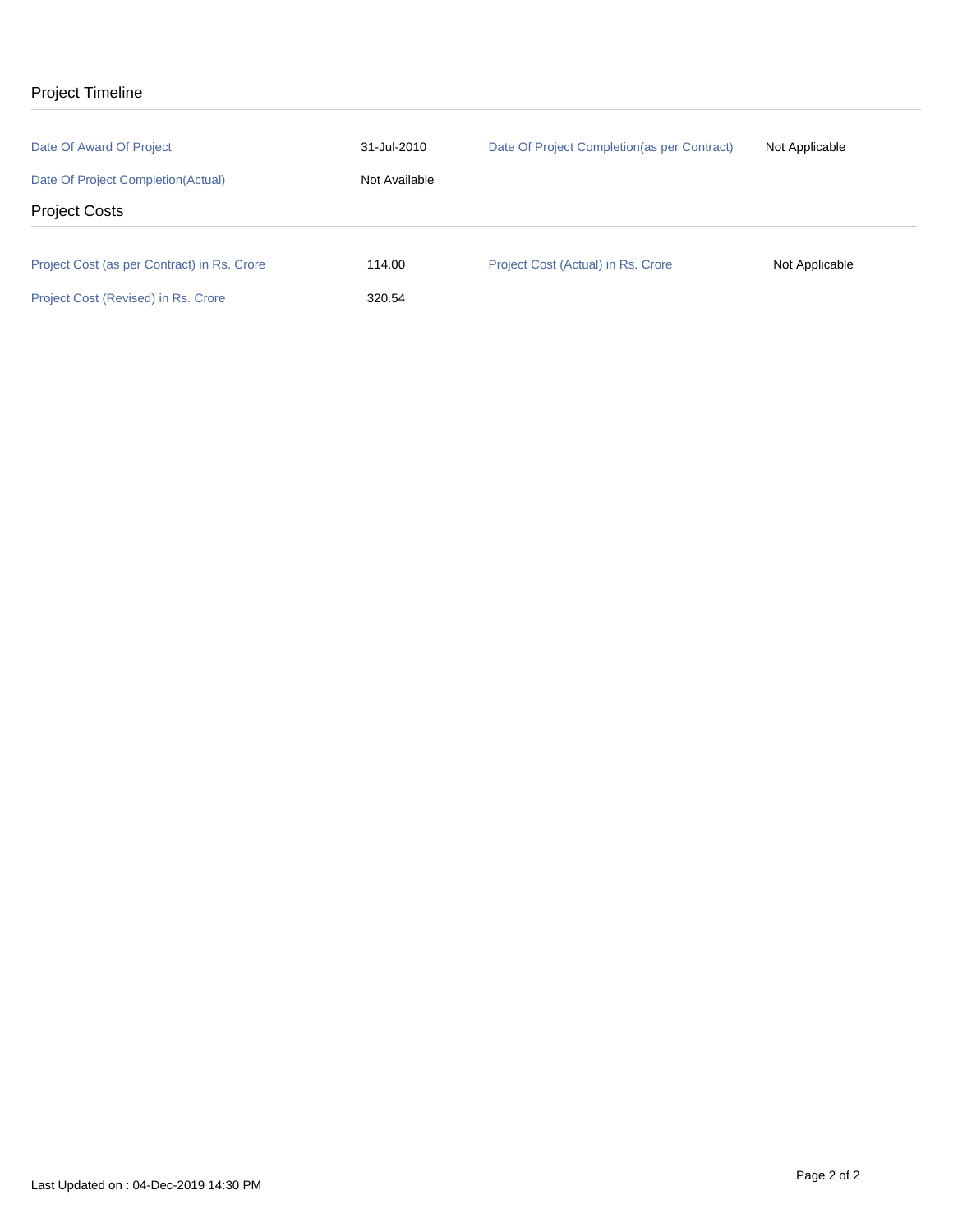## Project Timeline

| | | | |
|---|---|---|---|
| Date Of Award Of Project | 31-Jul-2010 | Date Of Project Completion(as per Contract) | Not Applicable |
| Date Of Project Completion(Actual) | Not Available | | |

## Project Costs

| | | | |
|---|---|---|---|
| Project Cost (as per Contract) in Rs. Crore | 114.00 | Project Cost (Actual) in Rs. Crore | Not Applicable |
| Project Cost (Revised) in Rs. Crore | 320.54 | | |

Last Updated on : 04-Dec-2019 14:30 PM